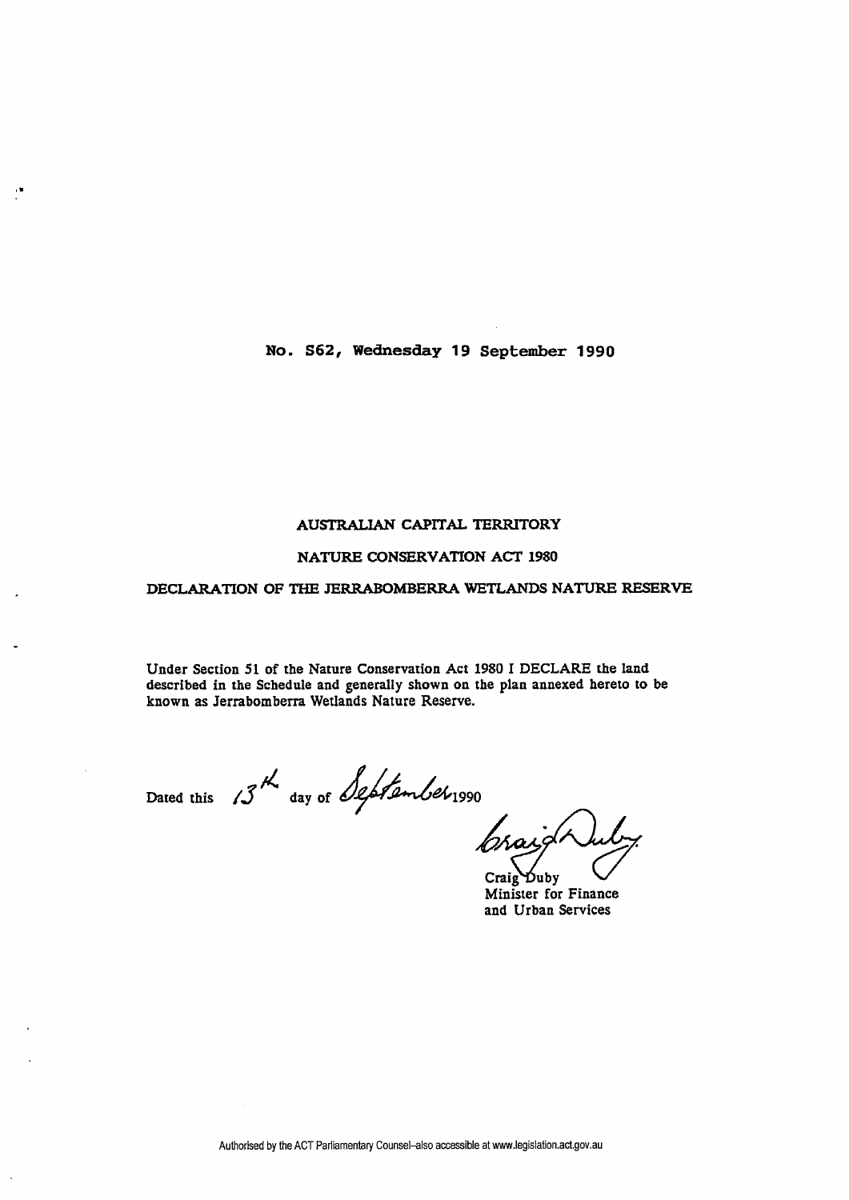**No. S62, Wednesday 19 September 1990**

# AUSTRALIAN CAPITAL TERRITORY

## NATURE CONSERVATION ACT 1980

## DECLARATION OF THE JERRABOMBERRA WETLANDS NATURE RESERVE

Under Section 51 of the Nature Conservation Act 1980 I DECLARE the land described in the Schedule and generally shown on the plan annexed hereto to be known as Jerrabomberra Wetlands Nature Reserve.

Dated this 13th day of September 1990

Craig Duby
Minister for Finance
and Urban Services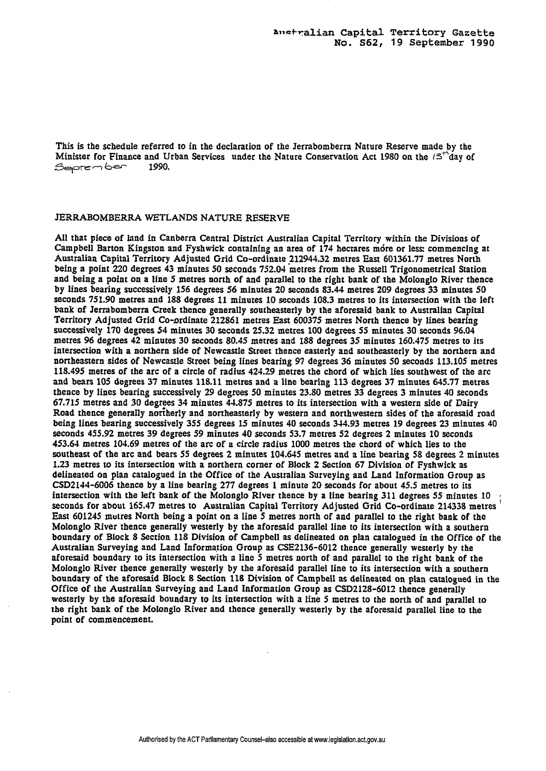This is the schedule referred to in the declaration of the Jerrabomberra Nature Reserve made by the Minister for Finance and Urban Services under the Nature Conservation Act 1980 on the 13th day of September 1990.

JERRABOMBERRA WETLANDS NATURE RESERVE

All that piece of land in Canberra Central District Australian Capital Territory within the Divisions of Campbell Barton Kingston and Fyshwick containing an area of 174 hectares more or less: commencing at Australian Capital Territory Adjusted Grid Co-ordinate 212944.32 metres East 601361.77 metres North being a point 220 degrees 43 minutes 50 seconds 752.04 metres from the Russell Trigonometrical Station and being a point on a line 5 metres north of and parallel to the right bank of the Molonglo River thence by lines bearing successively 156 degrees 56 minutes 20 seconds 83.44 metres 209 degrees 33 minutes 50 seconds 751.90 metres and 188 degrees 11 minutes 10 seconds 108.3 metres to its intersection with the left bank of Jerrabomberra Creek thence generally southeasterly by the aforesaid bank to Australian Capital Territory Adjusted Grid Co-ordinate 212861 metres East 600375 metres North thence by lines bearing successively 170 degrees 54 minutes 30 seconds 25.32 metres 100 degrees 55 minutes 30 seconds 96.04 metres 96 degrees 42 minutes 30 seconds 80.45 metres and 188 degrees 35 minutes 160.475 metres to its intersection with a northern side of Newcastle Street thence easterly and southeasterly by the northern and northeastern sides of Newcastle Street being lines bearing 97 degrees 36 minutes 50 seconds 113.105 metres 118.495 metres of the arc of a circle of radius 424.29 metres the chord of which lies southwest of the arc and bears 105 degrees 37 minutes 118.11 metres and a line bearing 113 degrees 37 minutes 645.77 metres thence by lines bearing successively 29 degrees 50 minutes 23.80 metres 33 degrees 3 minutes 40 seconds 67.715 metres and 30 degrees 34 minutes 44.875 metres to its intersection with a western side of Dairy Road thence generally northerly and northeasterly by western and northwestern sides of the aforesaid road being lines bearing successively 355 degrees 15 minutes 40 seconds 344.93 metres 19 degrees 23 minutes 40 seconds 455.92 metres 39 degrees 59 minutes 40 seconds 53.7 metres 52 degrees 2 minutes 10 seconds 453.64 metres 104.69 metres of the arc of a circle radius 1000 metres the chord of which lies to the southeast of the arc and bears 55 degrees 2 minutes 104.645 metres and a line bearing 58 degrees 2 minutes 1.23 metres to its intersection with a northern corner of Block 2 Section 67 Division of Fyshwick as delineated on plan catalogued in the Office of the Australian Surveying and Land Information Group as CSD2144-6006 thence by a line bearing 277 degrees 1 minute 20 seconds for about 45.5 metres to its intersection with the left bank of the Molonglo River thence by a line bearing 311 degrees 55 minutes 10 seconds for about 165.47 metres to Australian Capital Territory Adjusted Grid Co-ordinate 214338 metres East 601245 metres North being a point on a line 5 metres north of and parallel to the right bank of the Molonglo River thence generally westerly by the aforesaid parallel line to its intersection with a southern boundary of Block 8 Section 118 Division of Campbell as delineated on plan catalogued in the Office of the Australian Surveying and Land Information Group as CSE2136-6012 thence generally westerly by the aforesaid boundary to its intersection with a line 5 metres north of and parallel to the right bank of the Molonglo River thence generally westerly by the aforesaid parallel line to its intersection with a southern boundary of the aforesaid Block 8 Section 118 Division of Campbell as delineated on plan catalogued in the Office of the Australian Surveying and Land Information Group as CSD2128-6012 thence generally westerly by the aforesaid boundary to its intersection with a line 5 metres to the north of and parallel to the right bank of the Molonglo River and thence generally westerly by the aforesaid parallel line to the point of commencement.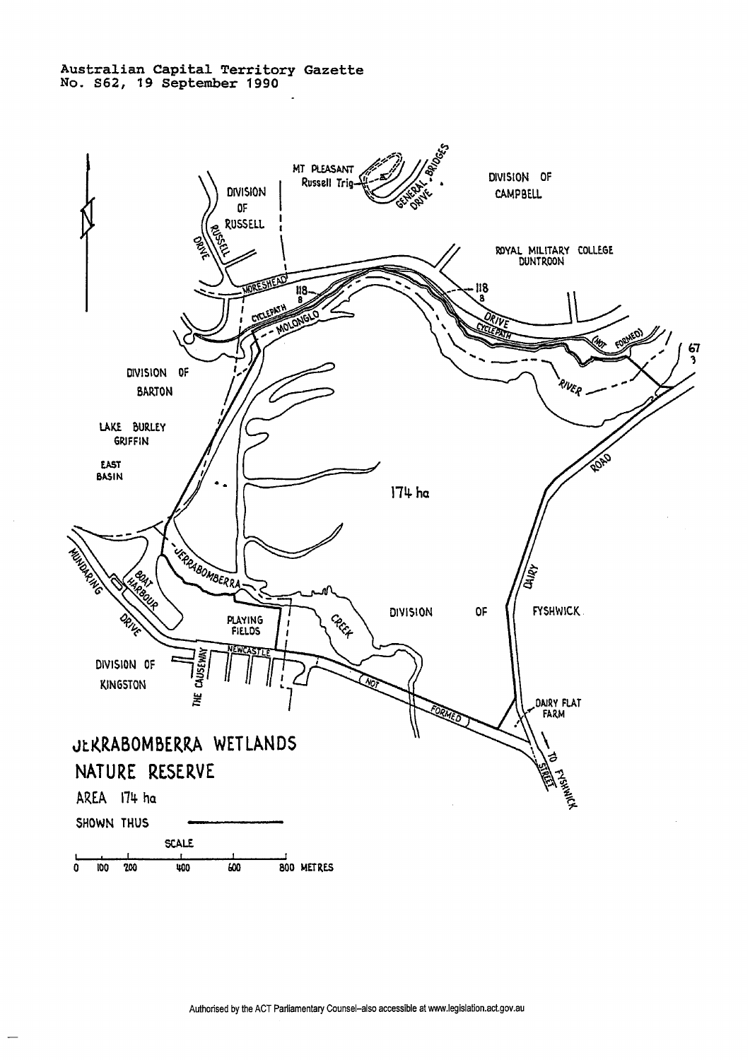Australian Capital Territory Gazette
No. S62, 19 September 1990

MT PLEASANT
Russell Trig
GENERAL BRIDGES DRIVE
DIVISION OF CAMPBELL
DIVISION OF RUSSELL
RUSSELL DRIVE
ROYAL MILITARY COLLEGE DUNTROON
MORESHEAD
118
8
CYCLEPATH
MOLONGLO
DRIVE
CYCLEPATH
(NOT FORMED)
67
3
DIVISION OF BARTON
RIVER
LAKE BURLEY GRIFFIN
EAST BASIN
ROAD
174 ha
MUNDARING
BOAT HARBOUR
JERRABOMBERRA
DAIRY
DRIVE
PLAYING FIELDS
CREEK
DIVISION OF FYSHWICK
NEWCASTLE
DIVISION OF KINGSTON
THE CAUSEWAY
NOT FORMED
DAIRY FLAT FARM
TO FYSHWICK
STREET

JERRABOMBERRA WETLANDS
NATURE RESERVE
AREA 174 ha
SHOWN THUS

SCALE
0 100 200 400 600 800 METRES